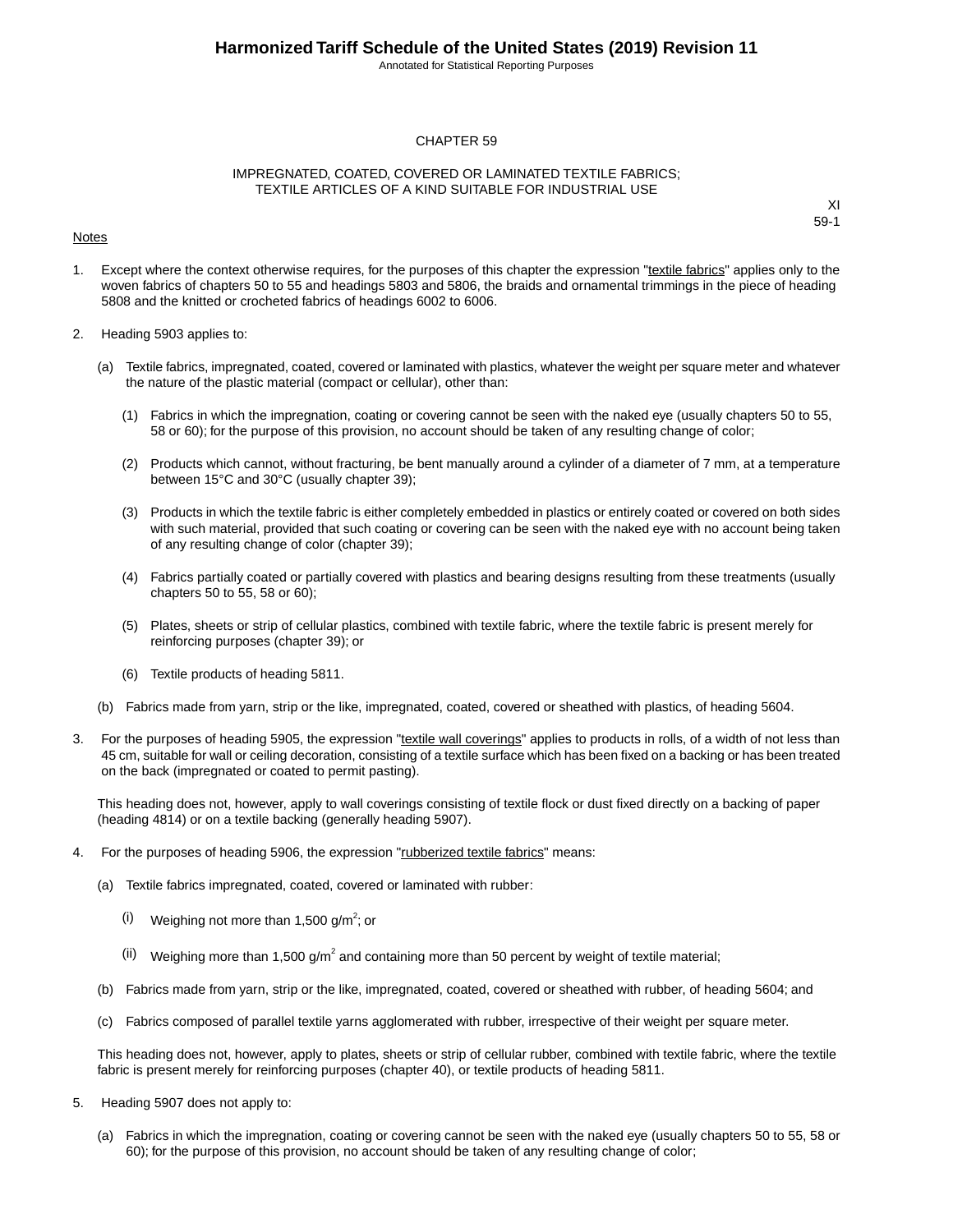# CHAPTER 59

## IMPREGNATED, COATED, COVERED OR LAMINATED TEXTILE FABRICS; TEXTILE ARTICLES OF A KIND SUITABLE FOR INDUSTRIAL USE

XI
59-1

Notes

1. Except where the context otherwise requires, for the purposes of this chapter the expression "textile fabrics" applies only to the woven fabrics of chapters 50 to 55 and headings 5803 and 5806, the braids and ornamental trimmings in the piece of heading 5808 and the knitted or crocheted fabrics of headings 6002 to 6006.

2. Heading 5903 applies to:

   (a) Textile fabrics, impregnated, coated, covered or laminated with plastics, whatever the weight per square meter and whatever the nature of the plastic material (compact or cellular), other than:

      (1) Fabrics in which the impregnation, coating or covering cannot be seen with the naked eye (usually chapters 50 to 55, 58 or 60); for the purpose of this provision, no account should be taken of any resulting change of color;

      (2) Products which cannot, without fracturing, be bent manually around a cylinder of a diameter of 7 mm, at a temperature between 15°C and 30°C (usually chapter 39);

      (3) Products in which the textile fabric is either completely embedded in plastics or entirely coated or covered on both sides with such material, provided that such coating or covering can be seen with the naked eye with no account being taken of any resulting change of color (chapter 39);

      (4) Fabrics partially coated or partially covered with plastics and bearing designs resulting from these treatments (usually chapters 50 to 55, 58 or 60);

      (5) Plates, sheets or strip of cellular plastics, combined with textile fabric, where the textile fabric is present merely for reinforcing purposes (chapter 39); or

      (6) Textile products of heading 5811.

   (b) Fabrics made from yarn, strip or the like, impregnated, coated, covered or sheathed with plastics, of heading 5604.

3. For the purposes of heading 5905, the expression "textile wall coverings" applies to products in rolls, of a width of not less than 45 cm, suitable for wall or ceiling decoration, consisting of a textile surface which has been fixed on a backing or has been treated on the back (impregnated or coated to permit pasting).

   This heading does not, however, apply to wall coverings consisting of textile flock or dust fixed directly on a backing of paper (heading 4814) or on a textile backing (generally heading 5907).

4. For the purposes of heading 5906, the expression "rubberized textile fabrics" means:

   (a) Textile fabrics impregnated, coated, covered or laminated with rubber:

      (i) Weighing not more than 1,500 g/$m^2$; or

      (ii) Weighing more than 1,500 g/$m^2$ and containing more than 50 percent by weight of textile material;

   (b) Fabrics made from yarn, strip or the like, impregnated, coated, covered or sheathed with rubber, of heading 5604; and

   (c) Fabrics composed of parallel textile yarns agglomerated with rubber, irrespective of their weight per square meter.

   This heading does not, however, apply to plates, sheets or strip of cellular rubber, combined with textile fabric, where the textile fabric is present merely for reinforcing purposes (chapter 40), or textile products of heading 5811.

5. Heading 5907 does not apply to:

   (a) Fabrics in which the impregnation, coating or covering cannot be seen with the naked eye (usually chapters 50 to 55, 58 or 60); for the purpose of this provision, no account should be taken of any resulting change of color;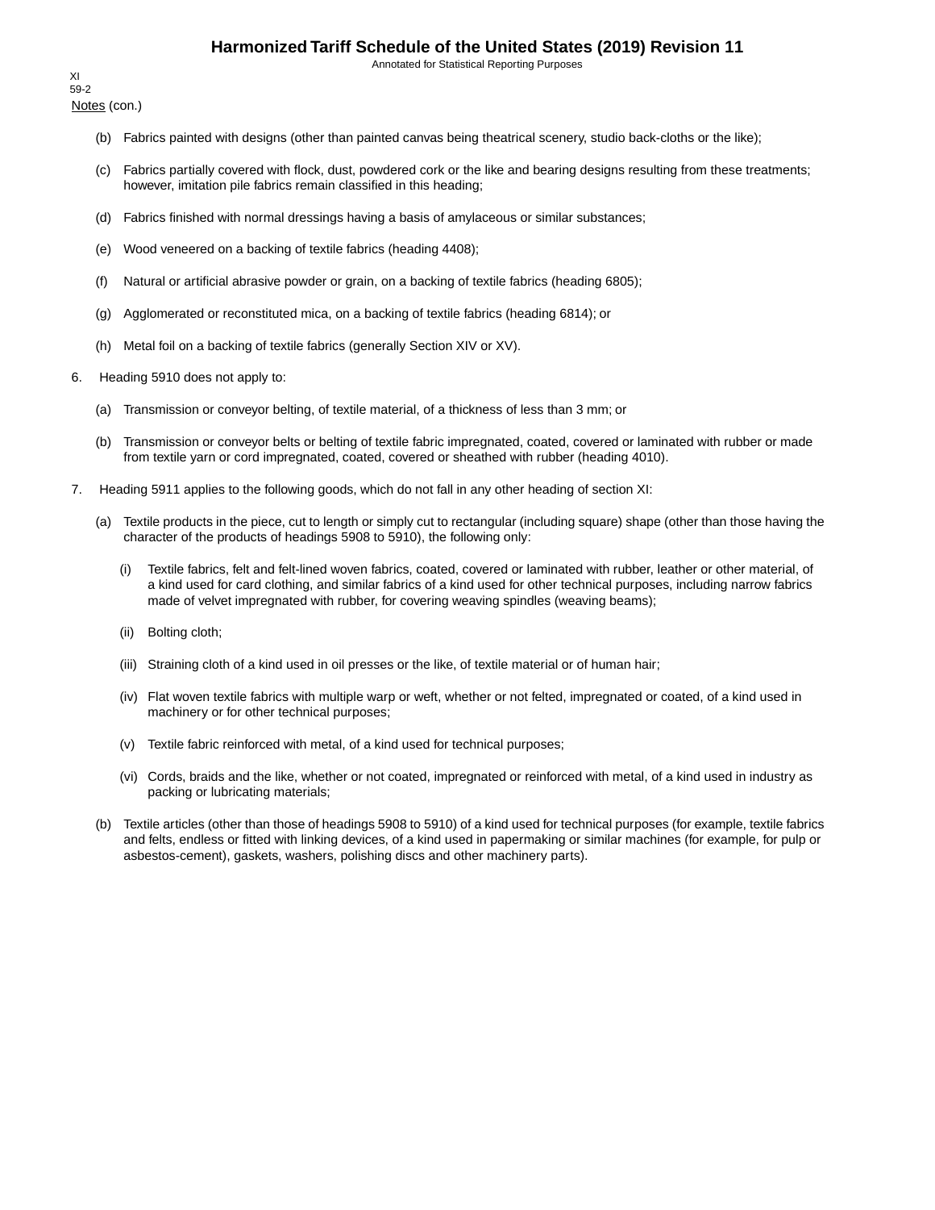Notes (con.)

(b) Fabrics painted with designs (other than painted canvas being theatrical scenery, studio back-cloths or the like);

(c) Fabrics partially covered with flock, dust, powdered cork or the like and bearing designs resulting from these treatments; however, imitation pile fabrics remain classified in this heading;

(d) Fabrics finished with normal dressings having a basis of amylaceous or similar substances;

(e) Wood veneered on a backing of textile fabrics (heading 4408);

(f) Natural or artificial abrasive powder or grain, on a backing of textile fabrics (heading 6805);

(g) Agglomerated or reconstituted mica, on a backing of textile fabrics (heading 6814); or

(h) Metal foil on a backing of textile fabrics (generally Section XIV or XV).

6. Heading 5910 does not apply to:

(a) Transmission or conveyor belting, of textile material, of a thickness of less than 3 mm; or

(b) Transmission or conveyor belts or belting of textile fabric impregnated, coated, covered or laminated with rubber or made from textile yarn or cord impregnated, coated, covered or sheathed with rubber (heading 4010).

7. Heading 5911 applies to the following goods, which do not fall in any other heading of section XI:

(a) Textile products in the piece, cut to length or simply cut to rectangular (including square) shape (other than those having the character of the products of headings 5908 to 5910), the following only:

(i) Textile fabrics, felt and felt-lined woven fabrics, coated, covered or laminated with rubber, leather or other material, of a kind used for card clothing, and similar fabrics of a kind used for other technical purposes, including narrow fabrics made of velvet impregnated with rubber, for covering weaving spindles (weaving beams);

(ii) Bolting cloth;

(iii) Straining cloth of a kind used in oil presses or the like, of textile material or of human hair;

(iv) Flat woven textile fabrics with multiple warp or weft, whether or not felted, impregnated or coated, of a kind used in machinery or for other technical purposes;

(v) Textile fabric reinforced with metal, of a kind used for technical purposes;

(vi) Cords, braids and the like, whether or not coated, impregnated or reinforced with metal, of a kind used in industry as packing or lubricating materials;

(b) Textile articles (other than those of headings 5908 to 5910) of a kind used for technical purposes (for example, textile fabrics and felts, endless or fitted with linking devices, of a kind used in papermaking or similar machines (for example, for pulp or asbestos-cement), gaskets, washers, polishing discs and other machinery parts).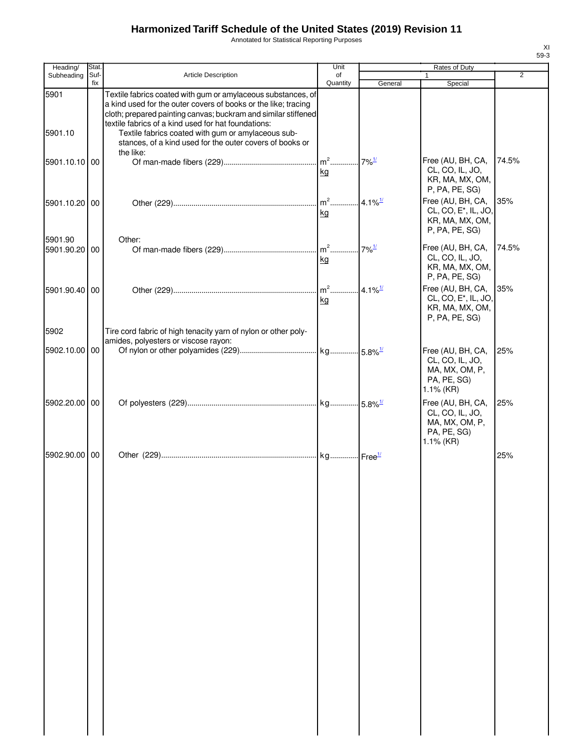# Harmonized Tariff Schedule of the United States (2019) Revision 11

Annotated for Statistical Reporting Purposes

XI
59-3

| Heading/ Subheading | Stat. Suf-fix | Article Description | Unit of Quantity | Rates of Duty 1 General | Special | 2 |
|---|---|---|---|---|---|---|
| 5901 | | Textile fabrics coated with gum or amylaceous substances, of a kind used for the outer covers of books or the like; tracing cloth; prepared painting canvas; buckram and similar stiffened textile fabrics of a kind used for hat foundations: | | | | |
| 5901.10 | | Textile fabrics coated with gum or amylaceous substances, of a kind used for the outer covers of books or the like: | | | | |
| 5901.10.10 | 00 | Of man-made fibers (229) | $m^2$ kg | 7%[1/] | Free (AU, BH, CA, CL, CO, IL, JO, KR, MA, MX, OM, P, PA, PE, SG) | 74.5% |
| 5901.10.20 | 00 | Other (229) | $m^2$ kg | 4.1%[1/] | Free (AU, BH, CA, CL, CO, E*, IL, JO, KR, MA, MX, OM, P, PA, PE, SG) | 35% |
| 5901.90 | | Other: | | | | |
| 5901.90.20 | 00 | Of man-made fibers (229) | $m^2$ kg | 7%[1/] | Free (AU, BH, CA, CL, CO, IL, JO, KR, MA, MX, OM, P, PA, PE, SG) | 74.5% |
| 5901.90.40 | 00 | Other (229) | $m^2$ kg | 4.1%[1/] | Free (AU, BH, CA, CL, CO, E*, IL, JO, KR, MA, MX, OM, P, PA, PE, SG) | 35% |
| 5902 | | Tire cord fabric of high tenacity yarn of nylon or other polyamides, polyesters or viscose rayon: | | | | |
| 5902.10.00 | 00 | Of nylon or other polyamides (229) | kg | 5.8%[1/] | Free (AU, BH, CA, CL, CO, IL, JO, MA, MX, OM, P, PA, PE, SG) 1.1% (KR) | 25% |
| 5902.20.00 | 00 | Of polyesters (229) | kg | 5.8%[1/] | Free (AU, BH, CA, CL, CO, IL, JO, MA, MX, OM, P, PA, PE, SG) 1.1% (KR) | 25% |
| 5902.90.00 | 00 | Other (229) | kg | Free[1/] | | 25% |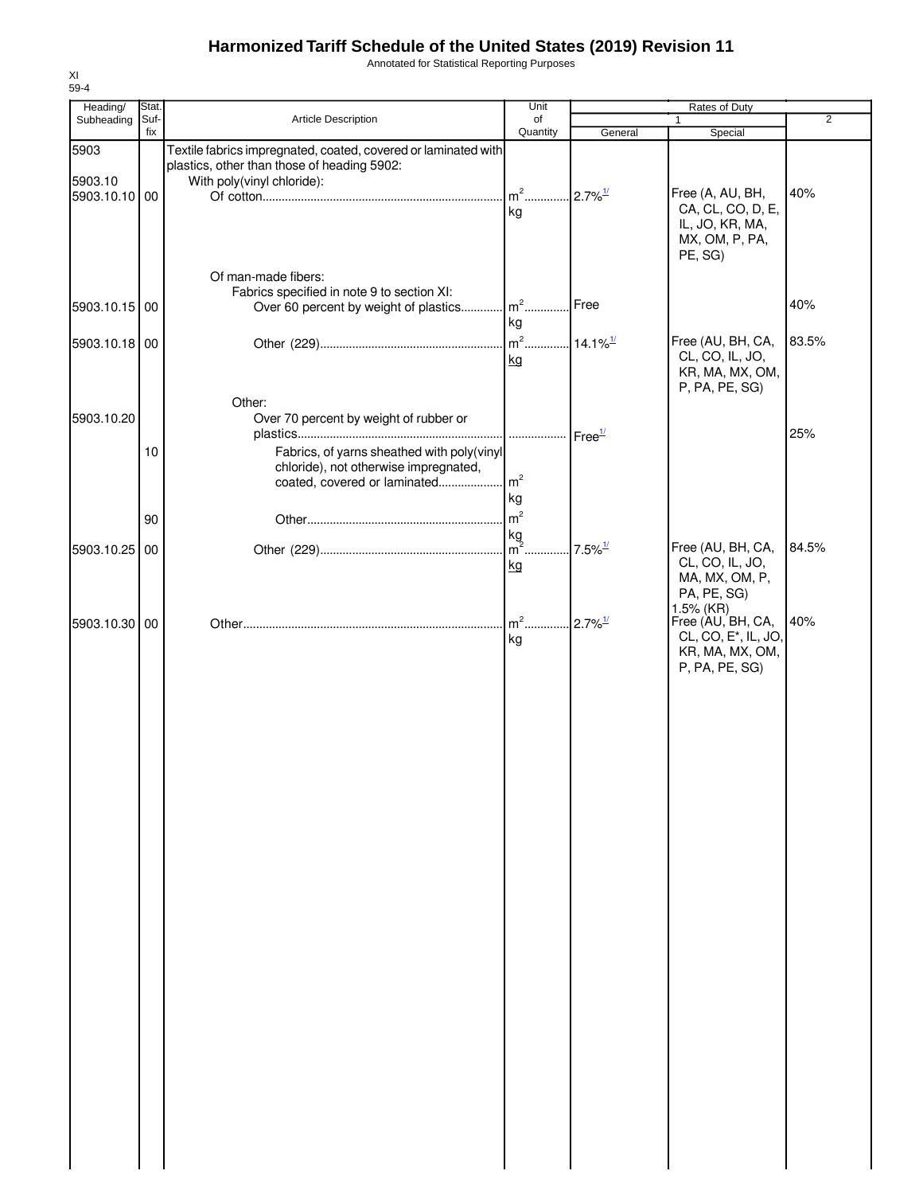# Harmonized Tariff Schedule of the United States (2019) Revision 11

Annotated for Statistical Reporting Purposes

XI
59-4

| Heading/ Subheading | Stat. Suf- fix | Article Description | Unit of Quantity | Rates of Duty 1 General | Rates of Duty 1 Special | Rates of Duty 2 |
|---|---|---|---|---|---|---|
| 5903 | | Textile fabrics impregnated, coated, covered or laminated with plastics, other than those of heading 5902: | | | | |
| 5903.10 | | With poly(vinyl chloride): | | | | |
| 5903.10.10 | 00 | Of cotton | $m^2$ kg | 2.7%1/ | Free (A, AU, BH, CA, CL, CO, D, E, IL, JO, KR, MA, MX, OM, P, PA, PE, SG) | 40% |
| | | Of man-made fibers: | | | | |
| | | Fabrics specified in note 9 to section XI: | | | | |
| 5903.10.15 | 00 | Over 60 percent by weight of plastics | $m^2$ kg | Free | | 40% |
| 5903.10.18 | 00 | Other (229) | $m^2$ kg | 14.1%1/ | Free (AU, BH, CA, CL, CO, IL, JO, KR, MA, MX, OM, P, PA, PE, SG) | 83.5% |
| | | Other: | | | | |
| 5903.10.20 | | Over 70 percent by weight of rubber or plastics | | Free1/ | | 25% |
| | 10 | Fabrics, of yarns sheathed with poly(vinyl chloride), not otherwise impregnated, coated, covered or laminated | $m^2$ kg | | | |
| | 90 | Other | $m^2$ kg | | | |
| 5903.10.25 | 00 | Other (229) | $m^2$ kg | 7.5%1/ | Free (AU, BH, CA, CL, CO, IL, JO, MA, MX, OM, P, PA, PE, SG) 1.5% (KR) | 84.5% |
| 5903.10.30 | 00 | Other | $m^2$ kg | 2.7%1/ | Free (AU, BH, CA, CL, CO, E*, IL, JO, KR, MA, MX, OM, P, PA, PE, SG) | 40% |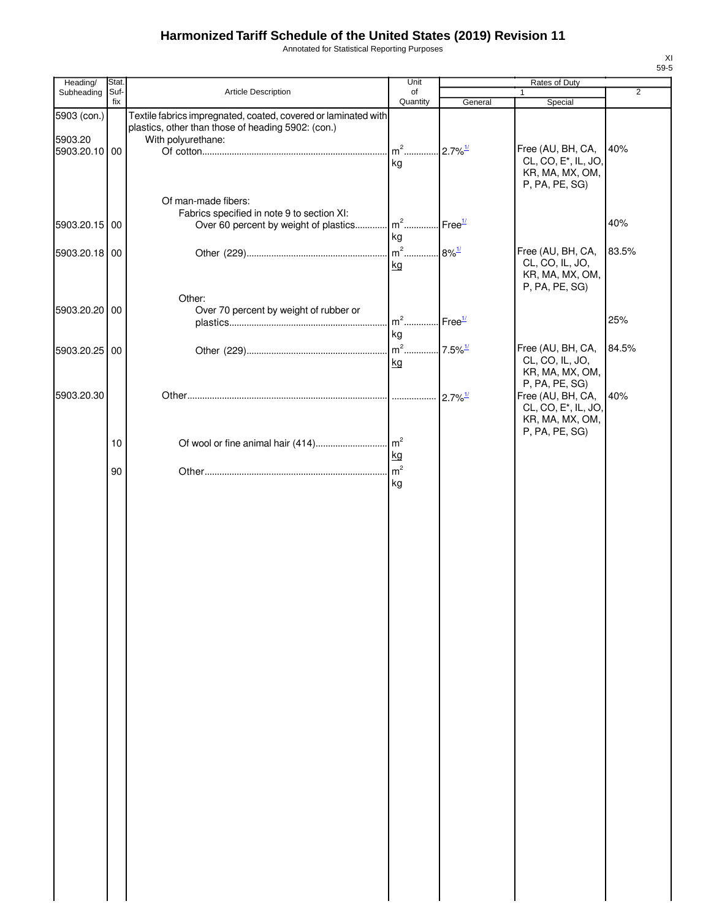# Harmonized Tariff Schedule of the United States (2019) Revision 11

Annotated for Statistical Reporting Purposes

XI
59-5

| Heading/ Subheading | Stat. Suf- fix | Article Description | Unit of Quantity | Rates of Duty 1 General | Special | 2 |
|---|---|---|---|---|---|---|
| 5903 (con.) | | Textile fabrics impregnated, coated, covered or laminated with plastics, other than those of heading 5902: (con.) | | | | |
| 5903.20 | | With polyurethane: | | | | |
| 5903.20.10 | 00 | Of cotton | $m^2$ kg | 2.7%[1/] | Free (AU, BH, CA, CL, CO, E*, IL, JO, KR, MA, MX, OM, P, PA, PE, SG) | 40% |
| | | Of man-made fibers: | | | | |
| | | Fabrics specified in note 9 to section XI: | | | | |
| 5903.20.15 | 00 | Over 60 percent by weight of plastics | $m^2$ kg | Free[1/] | | 40% |
| 5903.20.18 | 00 | Other (229) | $m^2$ kg | 8%[1/] | Free (AU, BH, CA, CL, CO, IL, JO, KR, MA, MX, OM, P, PA, PE, SG) | 83.5% |
| | | Other: | | | | |
| 5903.20.20 | 00 | Over 70 percent by weight of rubber or plastics | $m^2$ kg | Free[1/] | | 25% |
| 5903.20.25 | 00 | Other (229) | $m^2$ kg | 7.5%[1/] | Free (AU, BH, CA, CL, CO, IL, JO, KR, MA, MX, OM, P, PA, PE, SG) | 84.5% |
| 5903.20.30 | | Other | | 2.7%[1/] | Free (AU, BH, CA, CL, CO, E*, IL, JO, KR, MA, MX, OM, P, PA, PE, SG) | 40% |
| | 10 | Of wool or fine animal hair (414) | $m^2$ kg | | | |
| | 90 | Other | $m^2$ kg | | | |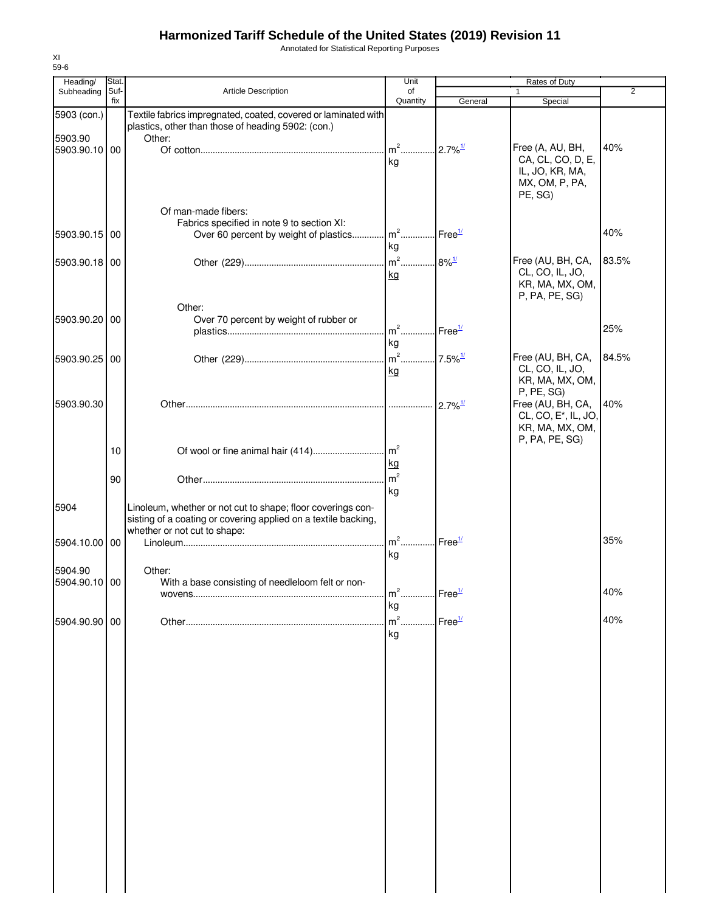# Harmonized Tariff Schedule of the United States (2019) Revision 11

Annotated for Statistical Reporting Purposes

XI
59-6

| Heading/ Subheading | Stat. Suf- fix | Article Description | Unit of Quantity | Rates of Duty 1 General | Special | 2 |
|---|---|---|---|---|---|---|
| 5903 (con.) | | Textile fabrics impregnated, coated, covered or laminated with plastics, other than those of heading 5902: (con.) | | | | |
| 5903.90 | | Other: | | | | |
| 5903.90.10 | 00 | Of cotton | m[2] kg | 2.7%[1/] | Free (A, AU, BH, CA, CL, CO, D, E, IL, JO, KR, MA, MX, OM, P, PA, PE, SG) | 40% |
| | | Of man-made fibers: | | | | |
| | | Fabrics specified in note 9 to section XI: | | | | |
| 5903.90.15 | 00 | Over 60 percent by weight of plastics | m[2] kg | Free[1/] | | 40% |
| 5903.90.18 | 00 | Other (229) | m[2] kg | 8%[1/] | Free (AU, BH, CA, CL, CO, IL, JO, KR, MA, MX, OM, P, PA, PE, SG) | 83.5% |
| | | Other: | | | | |
| 5903.90.20 | 00 | Over 70 percent by weight of rubber or plastics | m[2] kg | Free[1/] | | 25% |
| 5903.90.25 | 00 | Other (229) | m[2] kg | 7.5%[1/] | Free (AU, BH, CA, CL, CO, IL, JO, KR, MA, MX, OM, P, PE, SG) | 84.5% |
| 5903.90.30 | | Other | | 2.7%[1/] | Free (AU, BH, CA, CL, CO, E*, IL, JO, KR, MA, MX, OM, P, PA, PE, SG) | 40% |
| | 10 | Of wool or fine animal hair (414) | m[2] kg | | | |
| | 90 | Other | m[2] kg | | | |
| 5904 | | Linoleum, whether or not cut to shape; floor coverings consisting of a coating or covering applied on a textile backing, whether or not cut to shape: | | | | |
| 5904.10.00 | 00 | Linoleum | m[2] kg | Free[1/] | | 35% |
| 5904.90 | | Other: | | | | |
| 5904.90.10 | 00 | With a base consisting of needleloom felt or nonwovens | m[2] kg | Free[1/] | | 40% |
| 5904.90.90 | 00 | Other | m[2] kg | Free[1/] | | 40% |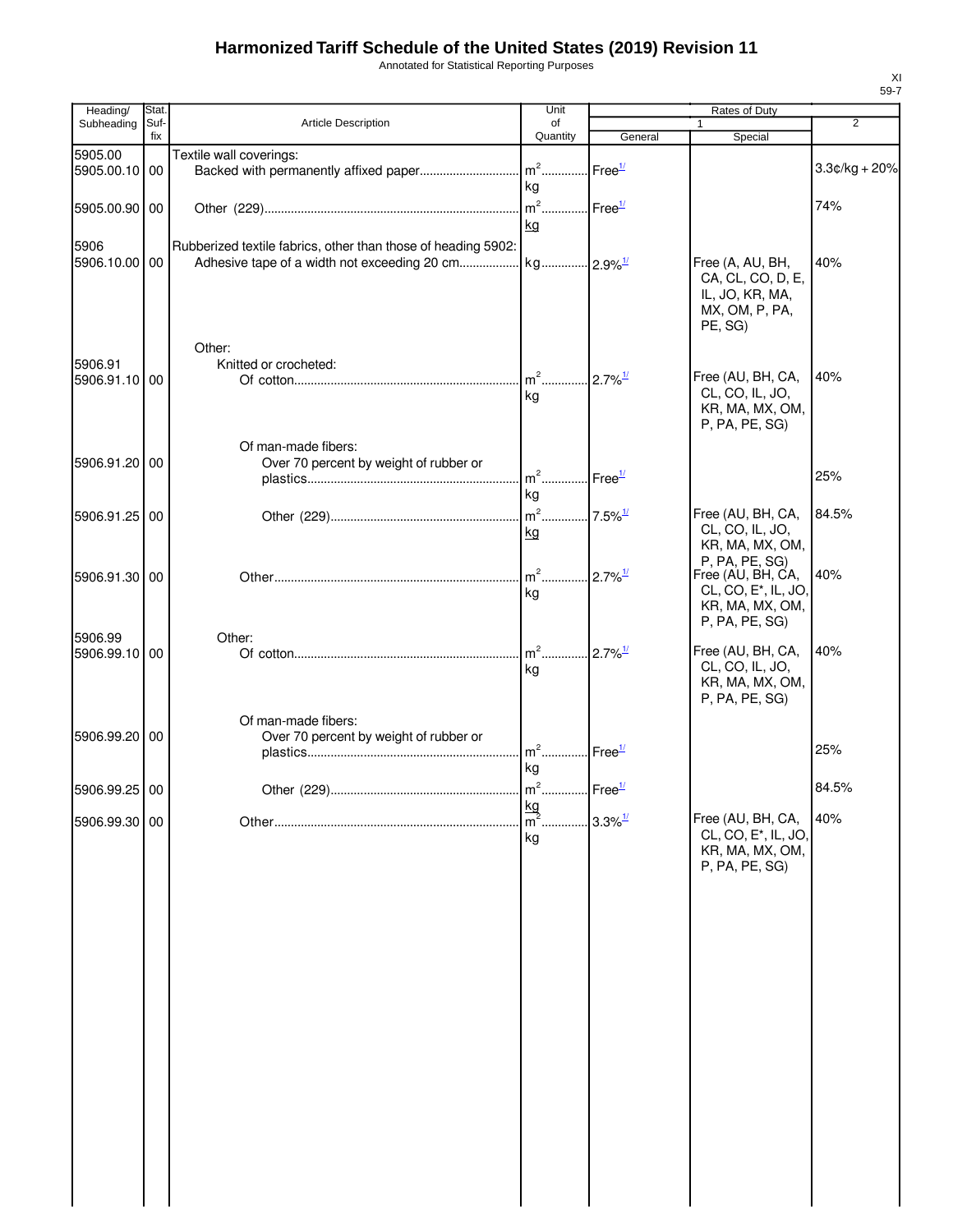# Harmonized Tariff Schedule of the United States (2019) Revision 11

Annotated for Statistical Reporting Purposes

| Heading/ Subheading | Stat. Suf- fix | Article Description | Unit of Quantity | Rates of Duty 1 General | Special | 2 |
|---|---|---|---|---|---|---|
| 5905.00 | | Textile wall coverings: | | | | |
| 5905.00.10 | 00 | Backed with permanently affixed paper | m² kg | Free[1/] | | 3.3¢/kg + 20% |
| 5905.00.90 | 00 | Other (229) | m² kg | Free[1/] | | 74% |
| 5906 | | Rubberized textile fabrics, other than those of heading 5902: | | | | |
| 5906.10.00 | 00 | Adhesive tape of a width not exceeding 20 cm | kg | 2.9%[1/] | Free (A, AU, BH, CA, CL, CO, D, E, IL, JO, KR, MA, MX, OM, P, PA, PE, SG) | 40% |
| | | Other: | | | | |
| 5906.91 | | Knitted or crocheted: | | | | |
| 5906.91.10 | 00 | Of cotton | m² kg | 2.7%[1/] | Free (AU, BH, CA, CL, CO, IL, JO, KR, MA, MX, OM, P, PA, PE, SG) | 40% |
| | | Of man-made fibers: | | | | |
| 5906.91.20 | 00 | Over 70 percent by weight of rubber or plastics | m² kg | Free[1/] | | 25% |
| 5906.91.25 | 00 | Other (229) | m² kg | 7.5%[1/] | Free (AU, BH, CA, CL, CO, IL, JO, KR, MA, MX, OM, P, PA, PE, SG) | 84.5% |
| 5906.91.30 | 00 | Other | m² kg | 2.7%[1/] | Free (AU, BH, CA, CL, CO, E*, IL, JO, KR, MA, MX, OM, P, PA, PE, SG) | 40% |
| 5906.99 | | Other: | | | | |
| 5906.99.10 | 00 | Of cotton | m² kg | 2.7%[1/] | Free (AU, BH, CA, CL, CO, IL, JO, KR, MA, MX, OM, P, PA, PE, SG) | 40% |
| | | Of man-made fibers: | | | | |
| 5906.99.20 | 00 | Over 70 percent by weight of rubber or plastics | m² kg | Free[1/] | | 25% |
| 5906.99.25 | 00 | Other (229) | m² kg | Free[1/] | | 84.5% |
| 5906.99.30 | 00 | Other | m² kg | 3.3%[1/] | Free (AU, BH, CA, CL, CO, E*, IL, JO, KR, MA, MX, OM, P, PA, PE, SG) | 40% |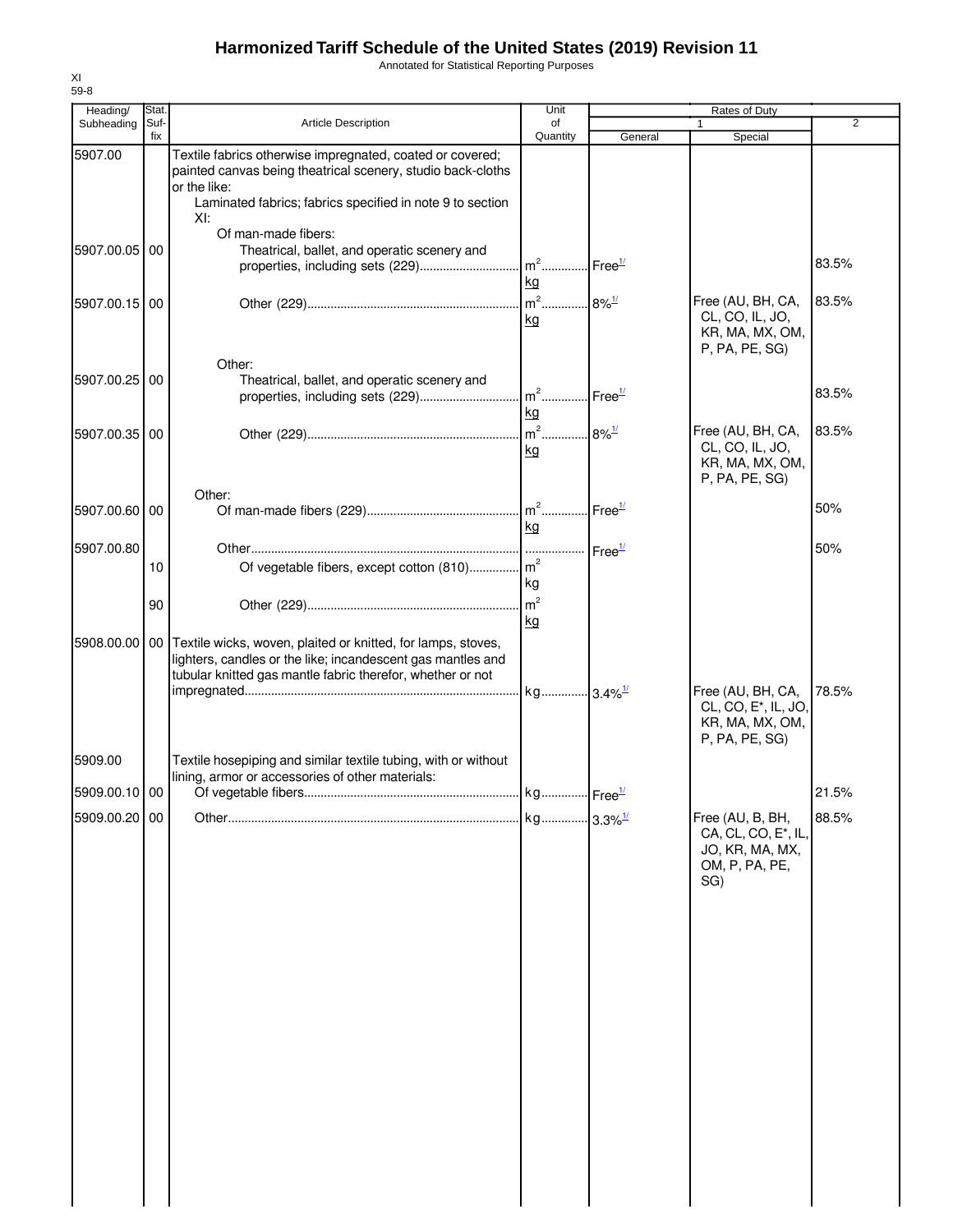# Harmonized Tariff Schedule of the United States (2019) Revision 11

Annotated for Statistical Reporting Purposes

| Heading/ Subheading | Stat. Suf- fix | Article Description | Unit of Quantity | Rates of Duty 1 General | Special | 2 |
|---|---|---|---|---|---|---|
| 5907.00 | | Textile fabrics otherwise impregnated, coated or covered; painted canvas being theatrical scenery, studio back-cloths or the like: | | | | |
| | | Laminated fabrics; fabrics specified in note 9 to section XI: | | | | |
| | | Of man-made fibers: | | | | |
| 5907.00.05 | 00 | Theatrical, ballet, and operatic scenery and properties, including sets (229) | $m^2$ kg | Free[1/] | | 83.5% |
| 5907.00.15 | 00 | Other (229) | $m^2$ kg | 8%[1/] | Free (AU, BH, CA, CL, CO, IL, JO, KR, MA, MX, OM, P, PA, PE, SG) | 83.5% |
| | | Other: | | | | |
| 5907.00.25 | 00 | Theatrical, ballet, and operatic scenery and properties, including sets (229) | $m^2$ kg | Free[1/] | | 83.5% |
| 5907.00.35 | 00 | Other (229) | $m^2$ kg | 8%[1/] | Free (AU, BH, CA, CL, CO, IL, JO, KR, MA, MX, OM, P, PA, PE, SG) | 83.5% |
| | | Other: | | | | |
| 5907.00.60 | 00 | Of man-made fibers (229) | $m^2$ kg | Free[1/] | | 50% |
| 5907.00.80 | | Other | | Free[1/] | | 50% |
| | 10 | Of vegetable fibers, except cotton (810) | $m^2$ kg | | | |
| | 90 | Other (229) | $m^2$ kg | | | |
| 5908.00.00 | 00 | Textile wicks, woven, plaited or knitted, for lamps, stoves, lighters, candles or the like; incandescent gas mantles and tubular knitted gas mantle fabric therefor, whether or not impregnated | kg | 3.4%[1/] | Free (AU, BH, CA, CL, CO, E*, IL, JO, KR, MA, MX, OM, P, PA, PE, SG) | 78.5% |
| 5909.00 | | Textile hosepiping and similar textile tubing, with or without lining, armor or accessories of other materials: | | | | |
| 5909.00.10 | 00 | Of vegetable fibers | kg | Free[1/] | | 21.5% |
| 5909.00.20 | 00 | Other | kg | 3.3%[1/] | Free (AU, B, BH, CA, CL, CO, E*, IL, JO, KR, MA, MX, OM, P, PA, PE, SG) | 88.5% |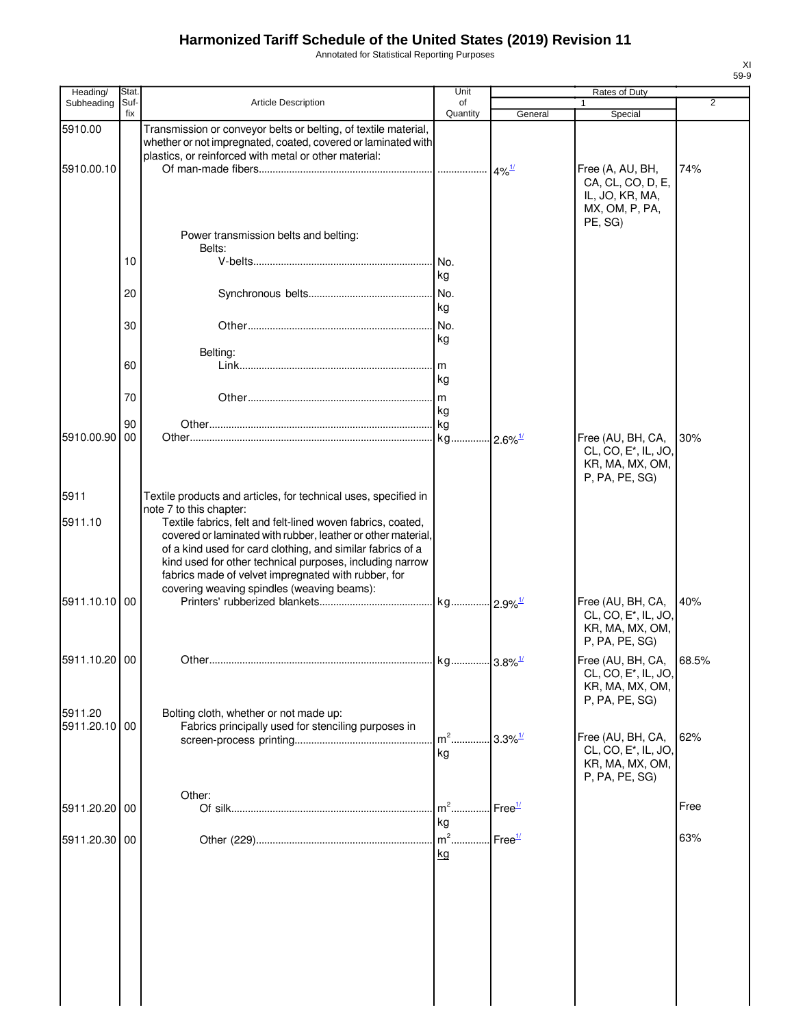# Harmonized Tariff Schedule of the United States (2019) Revision 11

Annotated for Statistical Reporting Purposes

XI
59-9

| Heading/ Subheading | Stat. Suf- fix | Article Description | Unit of Quantity | Rates of Duty 1 General | Special | 2 |
|---|---|---|---|---|---|---|
| 5910.00 | | Transmission or conveyor belts or belting, of textile material, whether or not impregnated, coated, covered or laminated with plastics, or reinforced with metal or other material: | | | | |
| 5910.00.10 | | Of man-made fibers | | 4%[1/] | Free (A, AU, BH, CA, CL, CO, D, E, IL, JO, KR, MA, MX, OM, P, PA, PE, SG) | 74% |
| | | Power transmission belts and belting: | | | | |
| | | Belts: | | | | |
| | 10 | V-belts | No. kg | | | |
| | 20 | Synchronous belts | No. kg | | | |
| | 30 | Other | No. kg | | | |
| | | Belting: | | | | |
| | 60 | Link | m kg | | | |
| | 70 | Other | m kg | | | |
| | 90 | Other | kg | | | |
| 5910.00.90 | 00 | Other | kg | 2.6%[1/] | Free (AU, BH, CA, CL, CO, E*, IL, JO, KR, MA, MX, OM, P, PA, PE, SG) | 30% |
| 5911 | | Textile products and articles, for technical uses, specified in note 7 to this chapter: | | | | |
| 5911.10 | | Textile fabrics, felt and felt-lined woven fabrics, coated, covered or laminated with rubber, leather or other material, of a kind used for card clothing, and similar fabrics of a kind used for other technical purposes, including narrow fabrics made of velvet impregnated with rubber, for covering weaving spindles (weaving beams): | | | | |
| 5911.10.10 | 00 | Printers' rubberized blankets | kg | 2.9%[1/] | Free (AU, BH, CA, CL, CO, E*, IL, JO, KR, MA, MX, OM, P, PA, PE, SG) | 40% |
| 5911.10.20 | 00 | Other | kg | 3.8%[1/] | Free (AU, BH, CA, CL, CO, E*, IL, JO, KR, MA, MX, OM, P, PA, PE, SG) | 68.5% |
| 5911.20 | | Bolting cloth, whether or not made up: | | | | |
| 5911.20.10 | 00 | Fabrics principally used for stenciling purposes in screen-process printing | $m^2$ kg | 3.3%[1/] | Free (AU, BH, CA, CL, CO, E*, IL, JO, KR, MA, MX, OM, P, PA, PE, SG) | 62% |
| | | Other: | | | | |
| 5911.20.20 | 00 | Of silk | $m^2$ kg | Free[1/] | | Free |
| 5911.20.30 | 00 | Other (229) | $m^2$ kg | Free[1/] | | 63% |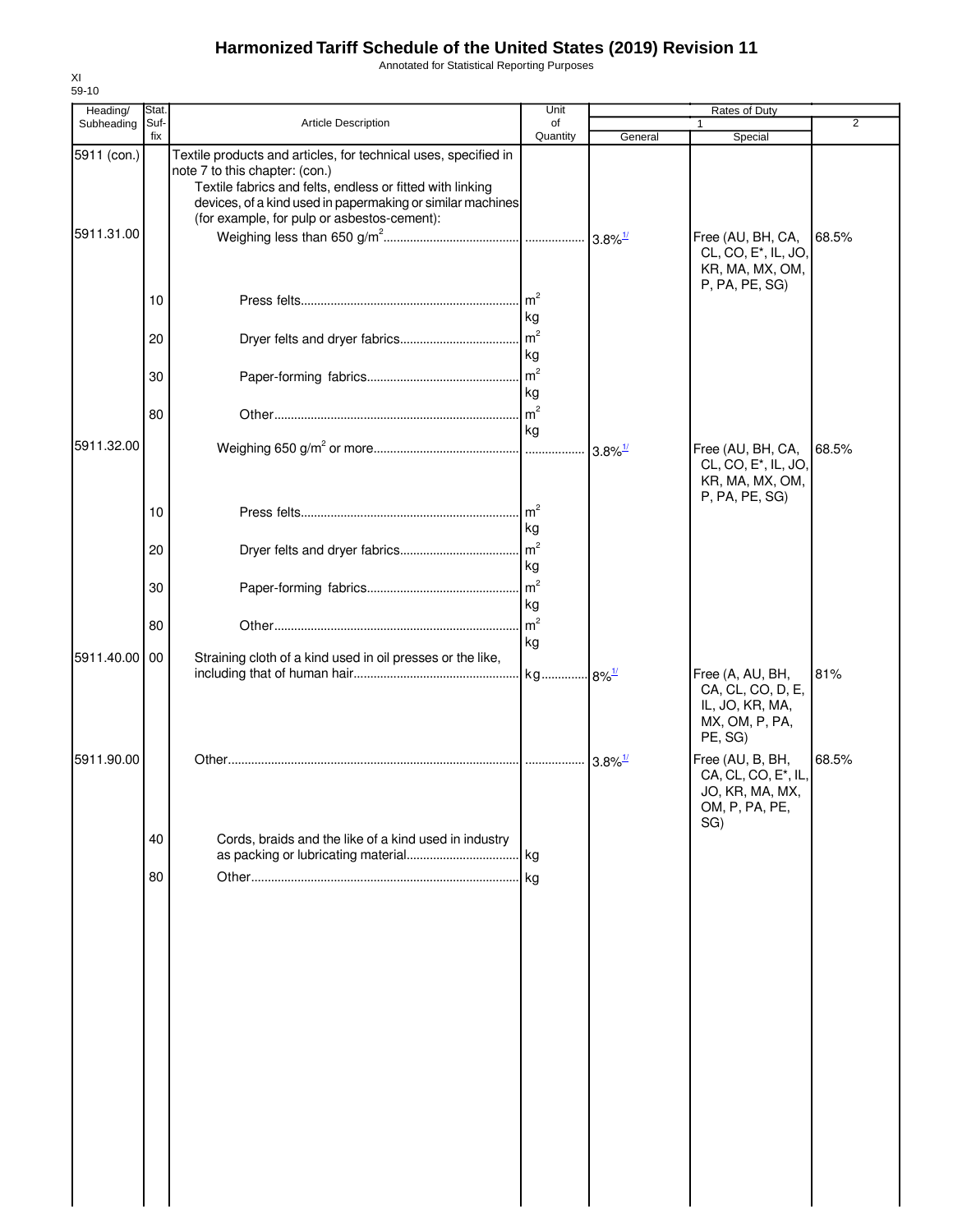# Harmonized Tariff Schedule of the United States (2019) Revision 11

Annotated for Statistical Reporting Purposes

XI
59-10

| Heading/ Subheading | Stat. Suf-fix | Article Description | Unit of Quantity | Rates of Duty 1 General | Rates of Duty 1 Special | Rates of Duty 2 |
|---|---|---|---|---|---|---|
| 5911 (con.) | | Textile products and articles, for technical uses, specified in note 7 to this chapter: (con.) | | | | |
| | | Textile fabrics and felts, endless or fitted with linking devices, of a kind used in papermaking or similar machines (for example, for pulp or asbestos-cement): | | | | |
| 5911.31.00 | | Weighing less than 650 g/m$^2$ | | 3.8%[1/] | Free (AU, BH, CA, CL, CO, E*, IL, JO, KR, MA, MX, OM, P, PA, PE, SG) | 68.5% |
| | 10 | Press felts | m$^2$ kg | | | |
| | 20 | Dryer felts and dryer fabrics | m$^2$ kg | | | |
| | 30 | Paper-forming fabrics | m$^2$ kg | | | |
| | 80 | Other | m$^2$ kg | | | |
| 5911.32.00 | | Weighing 650 g/m$^2$ or more | | 3.8%[1/] | Free (AU, BH, CA, CL, CO, E*, IL, JO, KR, MA, MX, OM, P, PA, PE, SG) | 68.5% |
| | 10 | Press felts | m$^2$ kg | | | |
| | 20 | Dryer felts and dryer fabrics | m$^2$ kg | | | |
| | 30 | Paper-forming fabrics | m$^2$ kg | | | |
| | 80 | Other | m$^2$ kg | | | |
| 5911.40.00 | 00 | Straining cloth of a kind used in oil presses or the like, including that of human hair | kg | 8%[1/] | Free (A, AU, BH, CA, CL, CO, D, E, IL, JO, KR, MA, MX, OM, P, PA, PE, SG) | 81% |
| 5911.90.00 | | Other | | 3.8%[1/] | Free (AU, B, BH, CA, CL, CO, E*, IL, JO, KR, MA, MX, OM, P, PA, PE, SG) | 68.5% |
| | 40 | Cords, braids and the like of a kind used in industry as packing or lubricating material | kg | | | |
| | 80 | Other | kg | | | |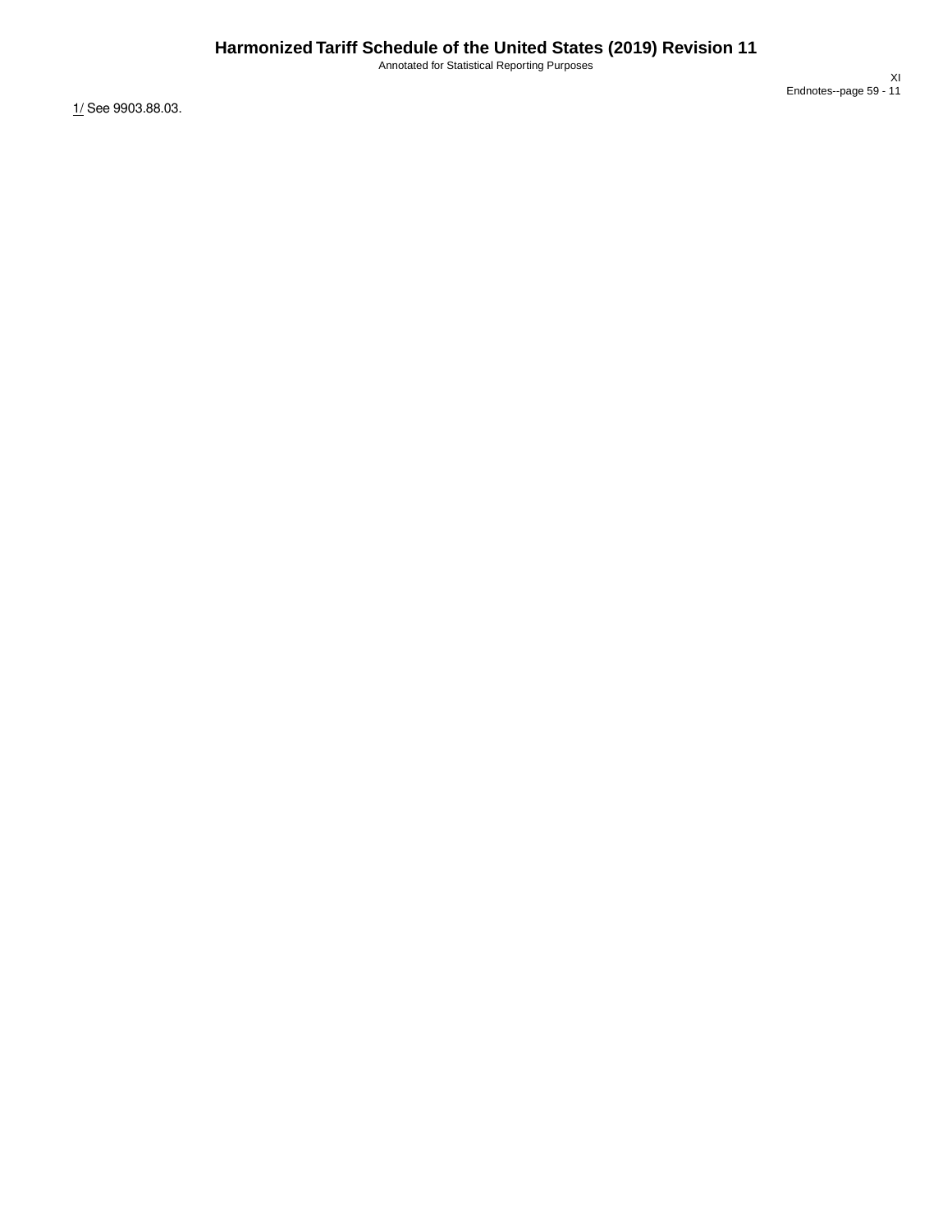1/ See 9903.88.03.